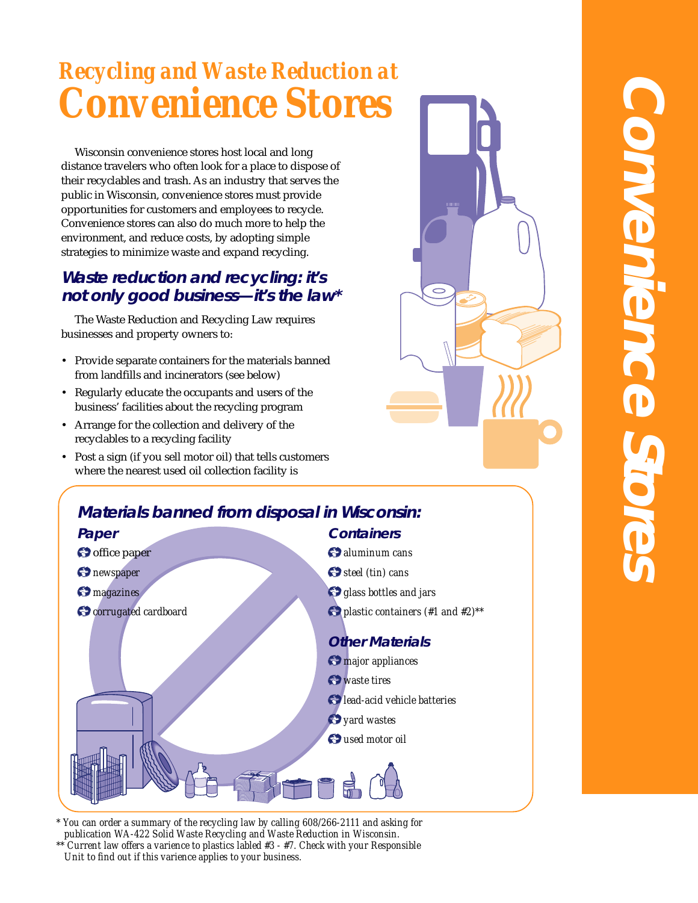## *Recycling and Waste Reduction at*
# Convenience Stores

Wisconsin convenience stores host local and long distance travelers who often look for a place to dispose of their recyclables and trash. As an industry that serves the public in Wisconsin, convenience stores must provide opportunities for customers and employees to recycle. Convenience stores can also do much more to help the environment, and reduce costs, by adopting simple strategies to minimize waste and expand recycling.

### *Waste reduction and recycling: it's not only good business—it's the law**

The Waste Reduction and Recycling Law requires businesses and property owners to:

- Provide separate containers for the materials banned from landfills and incinerators (see below)
- Regularly educate the occupants and users of the business' facilities about the recycling program
- Arrange for the collection and delivery of the recyclables to a recycling facility
- Post a sign (if you sell motor oil) that tells customers where the nearest used oil collection facility is

### *Materials banned from disposal in Wisconsin:*

**Paper**

- office paper
- newspaper
- magazines
- corrugated cardboard

**Containers**

- aluminum cans
- steel (tin) cans
- glass bottles and jars
- plastic containers (#1 and #2)**

**Other Materials**

- major appliances
- waste tires
- lead-acid vehicle batteries
- yard wastes
- used motor oil

\* You can order a summary of the recycling law by calling 608/266-2111 and asking for publication WA-422 Solid Waste Recycling and Waste Reduction in Wisconsin.

** Current law offers a varience to plastics labled #3 - #7. Check with your Responsible Unit to find out if this varience applies to your business.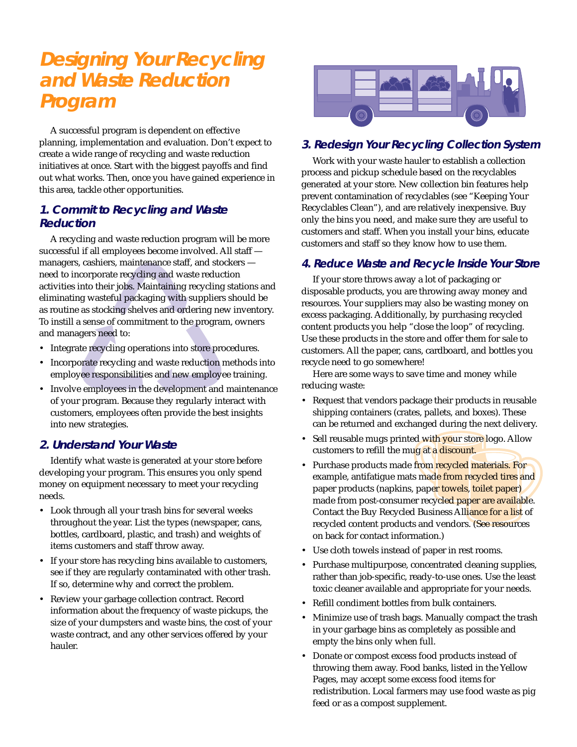# Designing Your Recycling and Waste Reduction Program

A successful program is dependent on effective planning, implementation and evaluation. Don't expect to create a wide range of recycling and waste reduction initiatives at once. Start with the biggest payoffs and find out what works. Then, once you have gained experience in this area, tackle other opportunities.

## 1. Commit to Recycling and Waste Reduction

A recycling and waste reduction program will be more successful if all employees become involved. All staff — managers, cashiers, maintenance staff, and stockers — need to incorporate recycling and waste reduction activities into their jobs. Maintaining recycling stations and eliminating wasteful packaging with suppliers should be as routine as stocking shelves and ordering new inventory. To instill a sense of commitment to the program, owners and managers need to:

- Integrate recycling operations into store procedures.
- Incorporate recycling and waste reduction methods into employee responsibilities and new employee training.
- Involve employees in the development and maintenance of your program. Because they regularly interact with customers, employees often provide the best insights into new strategies.

## 2. Understand Your Waste

Identify what waste is generated at your store before developing your program. This ensures you only spend money on equipment necessary to meet your recycling needs.

- Look through all your trash bins for several weeks throughout the year. List the types (newspaper, cans, bottles, cardboard, plastic, and trash) and weights of items customers and staff throw away.
- If your store has recycling bins available to customers, see if they are regularly contaminated with other trash. If so, determine why and correct the problem.
- Review your garbage collection contract. Record information about the frequency of waste pickups, the size of your dumpsters and waste bins, the cost of your waste contract, and any other services offered by your hauler.

## 3. Redesign Your Recycling Collection System

Work with your waste hauler to establish a collection process and pickup schedule based on the recyclables generated at your store. New collection bin features help prevent contamination of recyclables (see "Keeping Your Recyclables Clean"), and are relatively inexpensive. Buy only the bins you need, and make sure they are useful to customers and staff. When you install your bins, educate customers and staff so they know how to use them.

## 4. Reduce Waste and Recycle Inside Your Store

If your store throws away a lot of packaging or disposable products, you are throwing away money and resources. Your suppliers may also be wasting money on excess packaging. Additionally, by purchasing recycled content products you help "close the loop" of recycling. Use these products in the store and offer them for sale to customers. All the paper, cans, cardboard, and bottles you recycle need to go somewhere!

Here are some ways to save time and money while reducing waste:

- Request that vendors package their products in reusable shipping containers (crates, pallets, and boxes). These can be returned and exchanged during the next delivery.
- Sell reusable mugs printed with your store logo. Allow customers to refill the mug at a discount.
- Purchase products made from recycled materials. For example, antifatigue mats made from recycled tires and paper products (napkins, paper towels, toilet paper) made from post-consumer recycled paper are available. Contact the Buy Recycled Business Alliance for a list of recycled content products and vendors. (See resources on back for contact information.)
- Use cloth towels instead of paper in rest rooms.
- Purchase multipurpose, concentrated cleaning supplies, rather than job-specific, ready-to-use ones. Use the least toxic cleaner available and appropriate for your needs.
- Refill condiment bottles from bulk containers.
- Minimize use of trash bags. Manually compact the trash in your garbage bins as completely as possible and empty the bins only when full.
- Donate or compost excess food products instead of throwing them away. Food banks, listed in the Yellow Pages, may accept some excess food items for redistribution. Local farmers may use food waste as pig feed or as a compost supplement.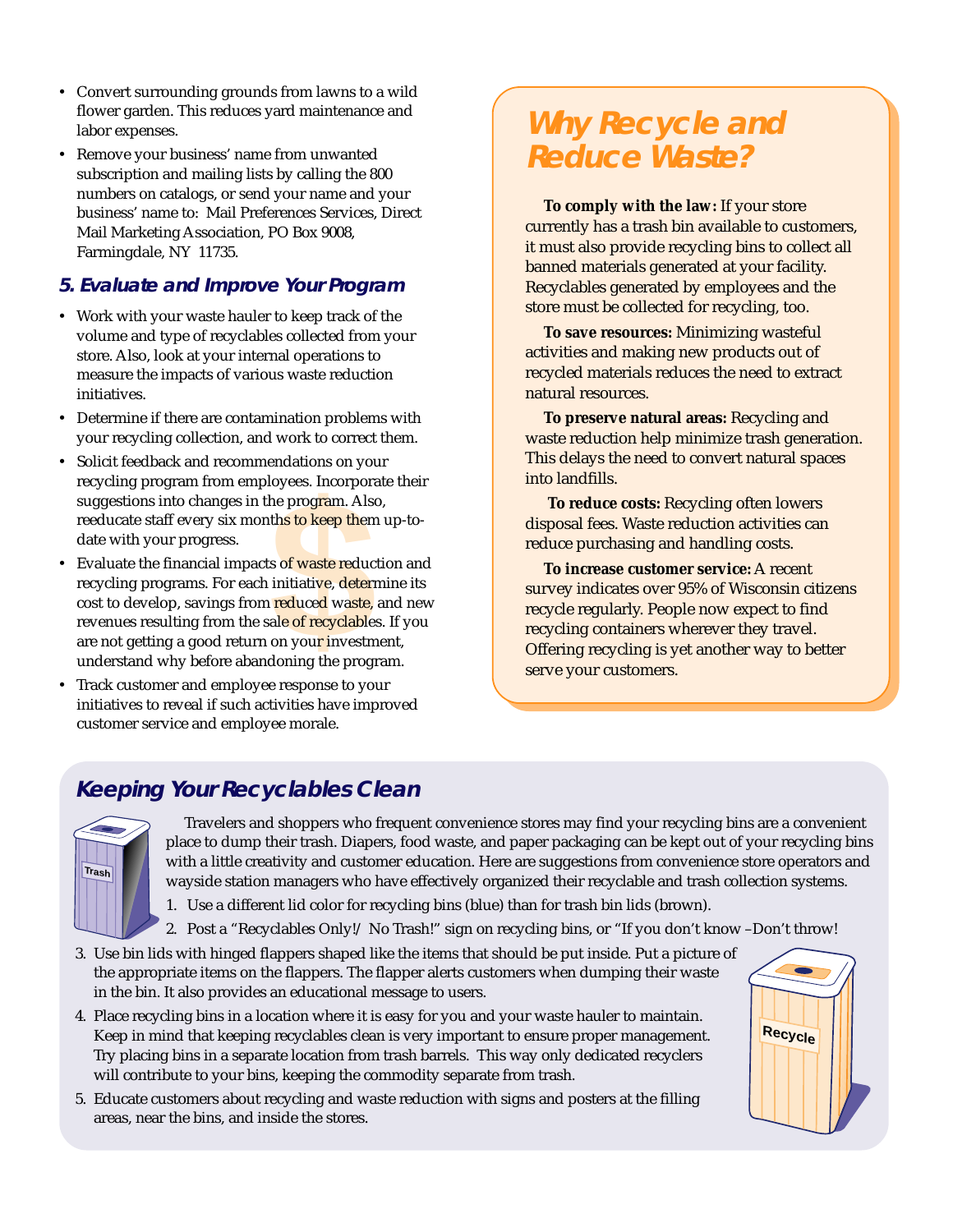- Convert surrounding grounds from lawns to a wild flower garden. This reduces yard maintenance and labor expenses.
- Remove your business' name from unwanted subscription and mailing lists by calling the 800 numbers on catalogs, or send your name and your business' name to: Mail Preferences Services, Direct Mail Marketing Association, PO Box 9008, Farmingdale, NY 11735.

### 5. Evaluate and Improve Your Program

- Work with your waste hauler to keep track of the volume and type of recyclables collected from your store. Also, look at your internal operations to measure the impacts of various waste reduction initiatives.
- Determine if there are contamination problems with your recycling collection, and work to correct them.
- Solicit feedback and recommendations on your recycling program from employees. Incorporate their suggestions into changes in the program. Also, reeducate staff every six months to keep them up-to-date with your progress.
- Evaluate the financial impacts of waste reduction and recycling programs. For each initiative, determine its cost to develop, savings from reduced waste, and new revenues resulting from the sale of recyclables. If you are not getting a good return on your investment, understand why before abandoning the program.
- Track customer and employee response to your initiatives to reveal if such activities have improved customer service and employee morale.

## Why Recycle and Reduce Waste?

**To comply with the law:** If your store currently has a trash bin available to customers, it must also provide recycling bins to collect all banned materials generated at your facility. Recyclables generated by employees and the store must be collected for recycling, too.

**To save resources:** Minimizing wasteful activities and making new products out of recycled materials reduces the need to extract natural resources.

**To preserve natural areas:** Recycling and waste reduction help minimize trash generation. This delays the need to convert natural spaces into landfills.

**To reduce costs:** Recycling often lowers disposal fees. Waste reduction activities can reduce purchasing and handling costs.

**To increase customer service:** A recent survey indicates over 95% of Wisconsin citizens recycle regularly. People now expect to find recycling containers wherever they travel. Offering recycling is yet another way to better serve your customers.

### Keeping Your Recyclables Clean

Travelers and shoppers who frequent convenience stores may find your recycling bins are a convenient place to dump their trash. Diapers, food waste, and paper packaging can be kept out of your recycling bins with a little creativity and customer education. Here are suggestions from convenience store operators and wayside station managers who have effectively organized their recyclable and trash collection systems.

1. Use a different lid color for recycling bins (blue) than for trash bin lids (brown).
2. Post a "Recyclables Only!/ No Trash!" sign on recycling bins, or "If you don't know –Don't throw!
3. Use bin lids with hinged flappers shaped like the items that should be put inside. Put a picture of the appropriate items on the flappers. The flapper alerts customers when dumping their waste in the bin. It also provides an educational message to users.
4. Place recycling bins in a location where it is easy for you and your waste hauler to maintain. Keep in mind that keeping recyclables clean is very important to ensure proper management. Try placing bins in a separate location from trash barrels. This way only dedicated recyclers will contribute to your bins, keeping the commodity separate from trash.
5. Educate customers about recycling and waste reduction with signs and posters at the filling areas, near the bins, and inside the stores.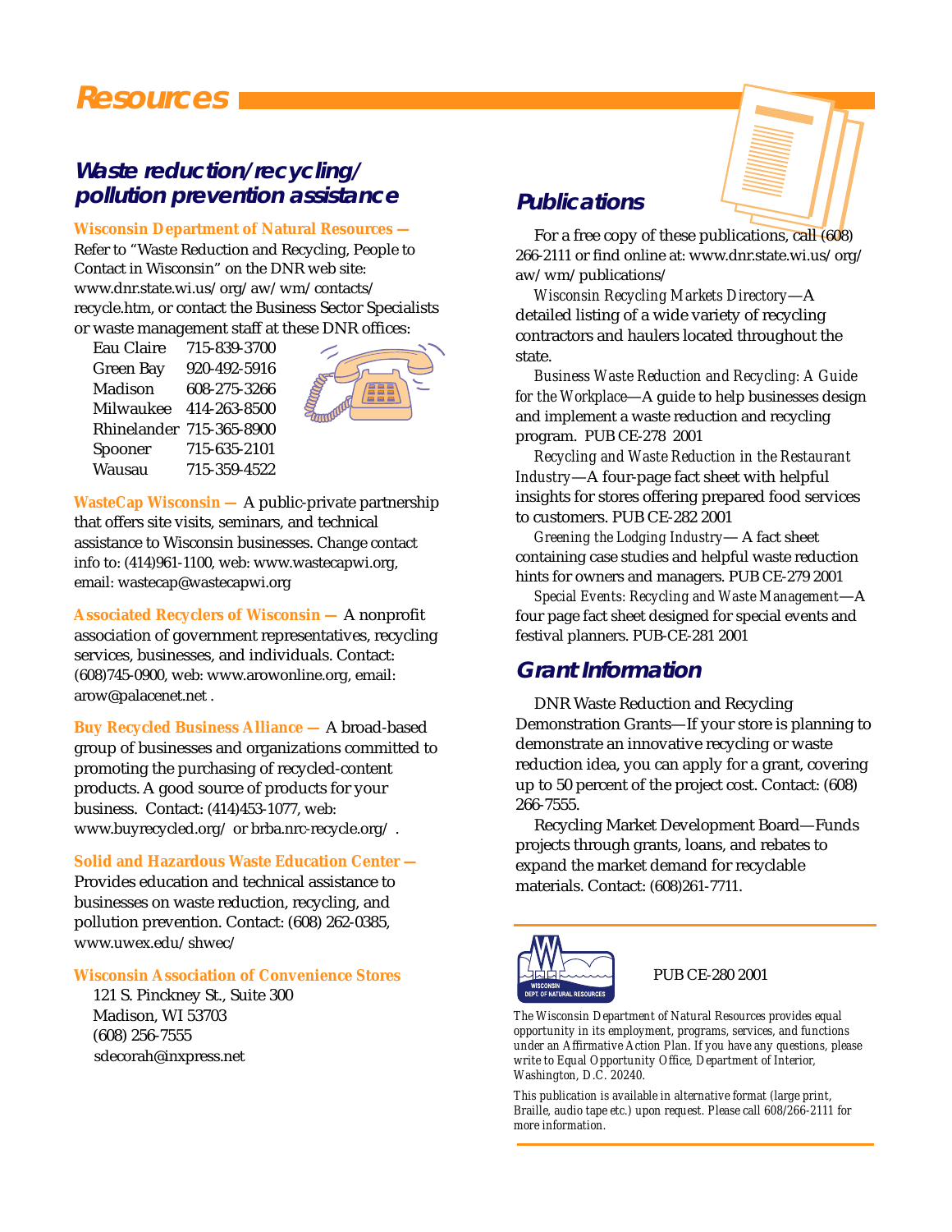# Resources

## Waste reduction/recycling/ pollution prevention assistance

**Wisconsin Department of Natural Resources —** Refer to "Waste Reduction and Recycling, People to Contact in Wisconsin" on the DNR web site: www.dnr.state.wi.us/org/aw/wm/contacts/recycle.htm, or contact the Business Sector Specialists or waste management staff at these DNR offices:

| | |
|---|---|
| Eau Claire | 715-839-3700 |
| Green Bay | 920-492-5916 |
| Madison | 608-275-3266 |
| Milwaukee | 414-263-8500 |
| Rhinelander | 715-365-8900 |
| Spooner | 715-635-2101 |
| Wausau | 715-359-4522 |

**WasteCap Wisconsin —** A public-private partnership that offers site visits, seminars, and technical assistance to Wisconsin businesses. Change contact info to: (414)961-1100, web: www.wastecapwi.org, email: wastecap@wastecapwi.org

**Associated Recyclers of Wisconsin —** A nonprofit association of government representatives, recycling services, businesses, and individuals. Contact: (608)745-0900, web: www.arowonline.org, email: arow@palacenet.net .

**Buy Recycled Business Alliance —** A broad-based group of businesses and organizations committed to promoting the purchasing of recycled-content products. A good source of products for your business. Contact: (414)453-1077, web: www.buyrecycled.org/ or brba.nrc-recycle.org/ .

**Solid and Hazardous Waste Education Center —** Provides education and technical assistance to businesses on waste reduction, recycling, and pollution prevention. Contact: (608) 262-0385, www.uwex.edu/shwec/

**Wisconsin Association of Convenience Stores**

121 S. Pinckney St., Suite 300
Madison, WI 53703
(608) 256-7555
sdecorah@inxpress.net

## Publications

For a free copy of these publications, call (608) 266-2111 or find online at: www.dnr.state.wi.us/org/aw/wm/publications/

*Wisconsin Recycling Markets Directory*—A detailed listing of a wide variety of recycling contractors and haulers located throughout the state.

*Business Waste Reduction and Recycling: A Guide for the Workplace*—A guide to help businesses design and implement a waste reduction and recycling program. PUB CE-278 2001

*Recycling and Waste Reduction in the Restaurant Industry*—A four-page fact sheet with helpful insights for stores offering prepared food services to customers. PUB CE-282 2001

*Greening the Lodging Industry*— A fact sheet containing case studies and helpful waste reduction hints for owners and managers. PUB CE-279 2001

*Special Events: Recycling and Waste Management*—A four page fact sheet designed for special events and festival planners. PUB-CE-281 2001

## Grant Information

DNR Waste Reduction and Recycling Demonstration Grants—If your store is planning to demonstrate an innovative recycling or waste reduction idea, you can apply for a grant, covering up to 50 percent of the project cost. Contact: (608) 266-7555.

Recycling Market Development Board—Funds projects through grants, loans, and rebates to expand the market demand for recyclable materials. Contact: (608)261-7711.

WISCONSIN DEPT. OF NATURAL RESOURCES

PUB CE-280 2001

*The Wisconsin Department of Natural Resources provides equal opportunity in its employment, programs, services, and functions under an Affirmative Action Plan. If you have any questions, please write to Equal Opportunity Office, Department of Interior, Washington, D.C. 20240.*

*This publication is available in alternative format (large print, Braille, audio tape etc.) upon request. Please call 608/266-2111 for more information.*